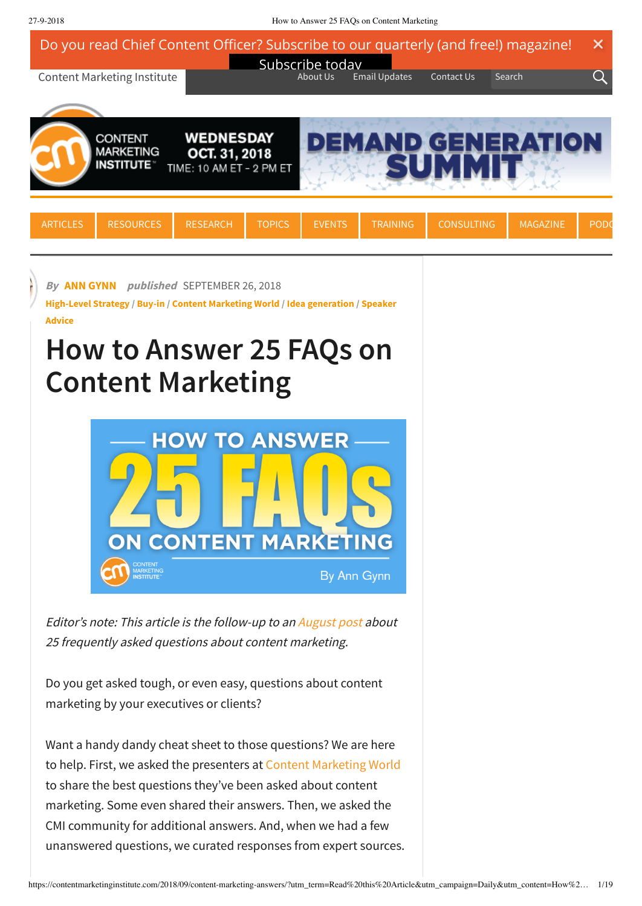Do you read Chief Content Officer? Subscribe to our quarterly (and free!) magazine!

Subscribe today

Content Marketing Institute | About Us | Email Updates | Contact Us | Search

CONTENT MARKETING INSTITUTE WEDNESDAY OCT. 31, 2018 TIME: 10 AM ET - 2 PM ET DEMAND GENERATION SUMMIT

ARTICLES | RESOURCES | RESEARCH | TOPICS | EVENTS | TRAINING | CONSULTING | MAGAZINE | PODC

*By* **ANN GYNN** *published* SEPTEMBER 26, 2018

**High-Level Strategy / Buy-in / Content Marketing World / Idea generation / Speaker Advice**

# How to Answer 25 FAQs on Content Marketing

HOW TO ANSWER 25 FAQs ON CONTENT MARKETING

By Ann Gynn

*Editor's note: This article is the follow-up to an August post about 25 frequently asked questions about content marketing.*

Do you get asked tough, or even easy, questions about content marketing by your executives or clients?

Want a handy dandy cheat sheet to those questions? We are here to help. First, we asked the presenters at Content Marketing World to share the best questions they've been asked about content marketing. Some even shared their answers. Then, we asked the CMI community for additional answers. And, when we had a few unanswered questions, we curated responses from expert sources.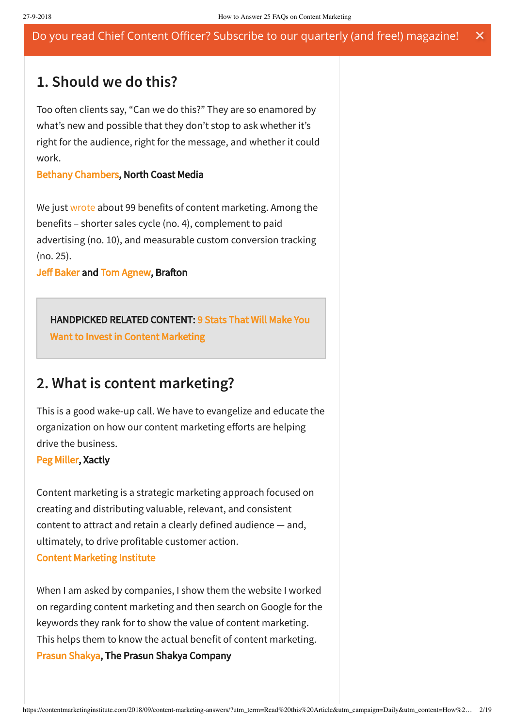Do you read Chief Content Officer? Subscribe to our quarterly (and free!) magazine!

## 1. Should we do this?

Too often clients say, “Can we do this?” They are so enamored by what’s new and possible that they don’t stop to ask whether it’s right for the audience, right for the message, and whether it could work.

**Bethany Chambers, North Coast Media**

We just wrote about 99 benefits of content marketing. Among the benefits – shorter sales cycle (no. 4), complement to paid advertising (no. 10), and measurable custom conversion tracking (no. 25).

**Jeff Baker and Tom Agnew, Brafton**

**HANDPICKED RELATED CONTENT: 9 Stats That Will Make You Want to Invest in Content Marketing**

## 2. What is content marketing?

This is a good wake-up call. We have to evangelize and educate the organization on how our content marketing efforts are helping drive the business.

**Peg Miller, Xactly**

Content marketing is a strategic marketing approach focused on creating and distributing valuable, relevant, and consistent content to attract and retain a clearly defined audience — and, ultimately, to drive profitable customer action.

**Content Marketing Institute**

When I am asked by companies, I show them the website I worked on regarding content marketing and then search on Google for the keywords they rank for to show the value of content marketing. This helps them to know the actual benefit of content marketing.

**Prasun Shakya, The Prasun Shakya Company**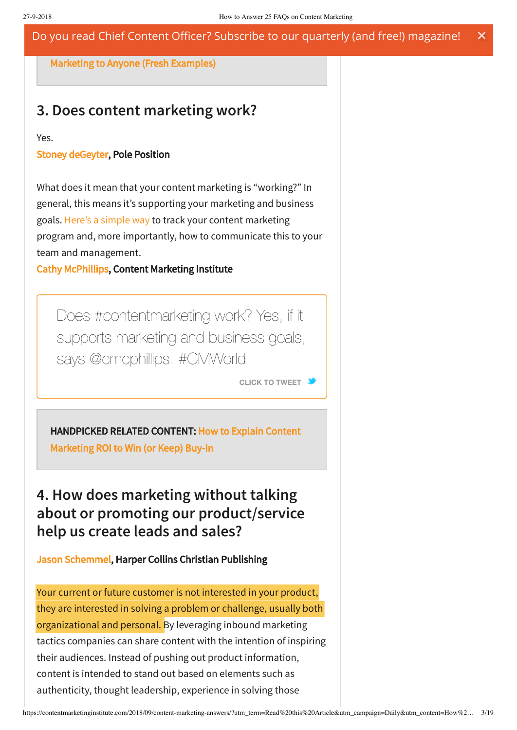Marketing to Anyone (Fresh Examples)

## 3. Does content marketing work?

Yes.

**Stoney deGeyter, Pole Position**

What does it mean that your content marketing is "working?" In general, this means it's supporting your marketing and business goals. Here's a simple way to track your content marketing program and, more importantly, how to communicate this to your team and management.

**Cathy McPhillips, Content Marketing Institute**

> Does #contentmarketing work? Yes, if it supports marketing and business goals, says @cmcphillips. #CMWorld
>
> CLICK TO TWEET

**HANDPICKED RELATED CONTENT:** How to Explain Content Marketing ROI to Win (or Keep) Buy-In

## 4. How does marketing without talking about or promoting our product/service help us create leads and sales?

**Jason Schemmel, Harper Collins Christian Publishing**

Your current or future customer is not interested in your product, they are interested in solving a problem or challenge, usually both organizational and personal. By leveraging inbound marketing tactics companies can share content with the intention of inspiring their audiences. Instead of pushing out product information, content is intended to stand out based on elements such as authenticity, thought leadership, experience in solving those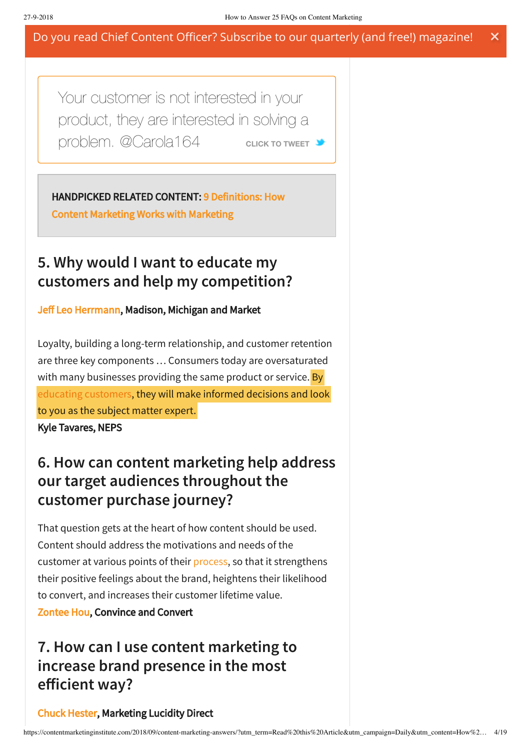Do you read Chief Content Officer? Subscribe to our quarterly (and free!) magazine!

> Your customer is not interested in your product, they are interested in solving a problem. @Carola164 CLICK TO TWEET

**HANDPICKED RELATED CONTENT:** 9 Definitions: How Content Marketing Works with Marketing

## 5. Why would I want to educate my customers and help my competition?

**Jeff Leo Herrmann, Madison, Michigan and Market**

Loyalty, building a long-term relationship, and customer retention are three key components … Consumers today are oversaturated with many businesses providing the same product or service. By educating customers, they will make informed decisions and look to you as the subject matter expert.
**Kyle Tavares, NEPS**

## 6. How can content marketing help address our target audiences throughout the customer purchase journey?

That question gets at the heart of how content should be used. Content should address the motivations and needs of the customer at various points of their process, so that it strengthens their positive feelings about the brand, heightens their likelihood to convert, and increases their customer lifetime value.
**Zontee Hou, Convince and Convert**

## 7. How can I use content marketing to increase brand presence in the most efficient way?

**Chuck Hester, Marketing Lucidity Direct**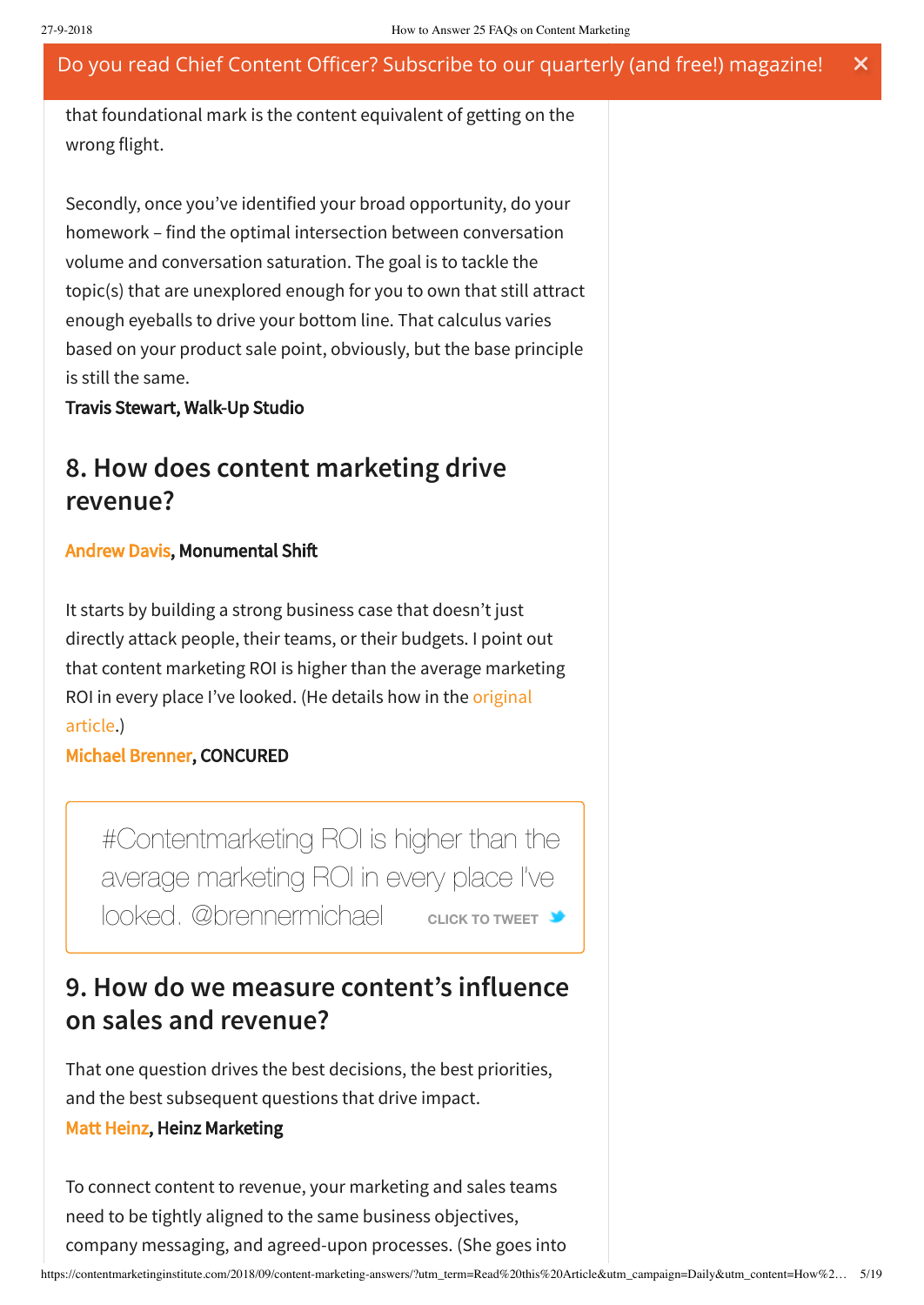that foundational mark is the content equivalent of getting on the wrong flight.

Secondly, once you've identified your broad opportunity, do your homework – find the optimal intersection between conversation volume and conversation saturation. The goal is to tackle the topic(s) that are unexplored enough for you to own that still attract enough eyeballs to drive your bottom line. That calculus varies based on your product sale point, obviously, but the base principle is still the same.

**Travis Stewart, Walk-Up Studio**

## 8. How does content marketing drive revenue?

**Andrew Davis, Monumental Shift**

It starts by building a strong business case that doesn't just directly attack people, their teams, or their budgets. I point out that content marketing ROI is higher than the average marketing ROI in every place I've looked. (He details how in the original article.)

**Michael Brenner, CONCURED**

> #Contentmarketing ROI is higher than the average marketing ROI in every place I've looked. @brennermichael CLICK TO TWEET

## 9. How do we measure content's influence on sales and revenue?

That one question drives the best decisions, the best priorities, and the best subsequent questions that drive impact.

**Matt Heinz, Heinz Marketing**

To connect content to revenue, your marketing and sales teams need to be tightly aligned to the same business objectives, company messaging, and agreed-upon processes. (She goes into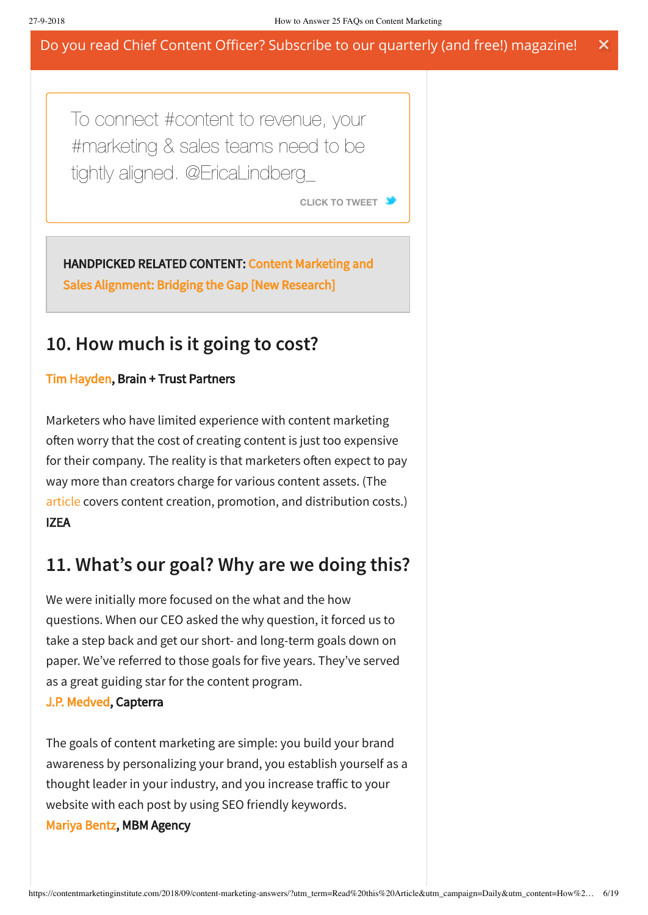Do you read Chief Content Officer? Subscribe to our quarterly (and free!) magazine!

> To connect #content to revenue, your #marketing & sales teams need to be tightly aligned. @EricaLindberg_
>
> CLICK TO TWEET

**HANDPICKED RELATED CONTENT:** Content Marketing and Sales Alignment: Bridging the Gap [New Research]

## 10. How much is it going to cost?

Tim Hayden, **Brain + Trust Partners**

Marketers who have limited experience with content marketing often worry that the cost of creating content is just too expensive for their company. The reality is that marketers often expect to pay way more than creators charge for various content assets. (The article covers content creation, promotion, and distribution costs.)
**IZEA**

## 11. What's our goal? Why are we doing this?

We were initially more focused on the what and the how questions. When our CEO asked the why question, it forced us to take a step back and get our short- and long-term goals down on paper. We've referred to those goals for five years. They've served as a great guiding star for the content program.
J.P. Medved, **Capterra**

The goals of content marketing are simple: you build your brand awareness by personalizing your brand, you establish yourself as a thought leader in your industry, and you increase traffic to your website with each post by using SEO friendly keywords.
Mariya Bentz, **MBM Agency**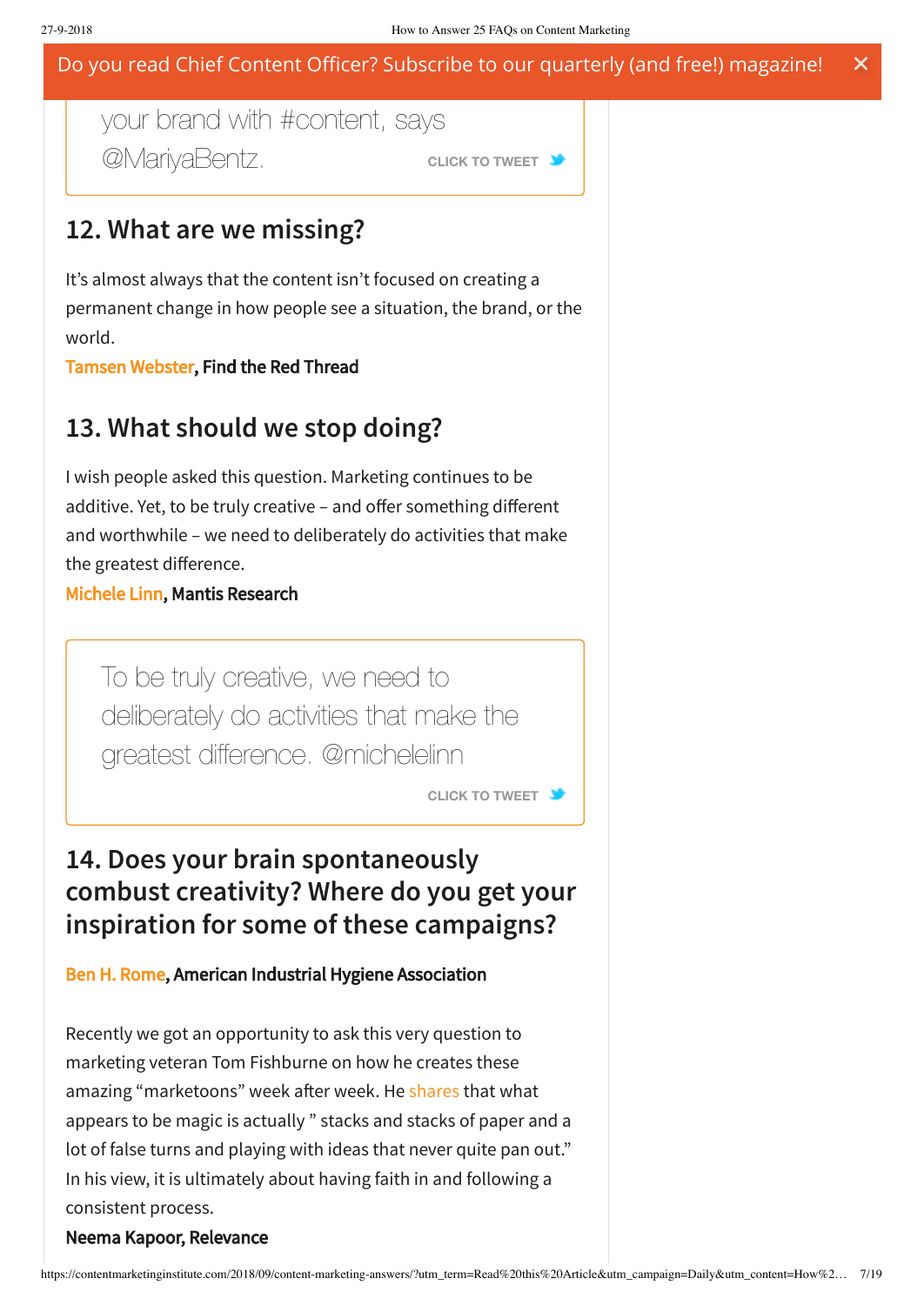Do you read Chief Content Officer? Subscribe to our quarterly (and free!) magazine!

> your brand with #content, says @MariyaBentz. CLICK TO TWEET

## 12. What are we missing?

It's almost always that the content isn't focused on creating a permanent change in how people see a situation, the brand, or the world.

**Tamsen Webster, Find the Red Thread**

## 13. What should we stop doing?

I wish people asked this question. Marketing continues to be additive. Yet, to be truly creative – and offer something different and worthwhile – we need to deliberately do activities that make the greatest difference.

**Michele Linn, Mantis Research**

> To be truly creative, we need to deliberately do activities that make the greatest difference. @michelelinn
>
> CLICK TO TWEET

## 14. Does your brain spontaneously combust creativity? Where do you get your inspiration for some of these campaigns?

**Ben H. Rome, American Industrial Hygiene Association**

Recently we got an opportunity to ask this very question to marketing veteran Tom Fishburne on how he creates these amazing "marketoons" week after week. He shares that what appears to be magic is actually " stacks and stacks of paper and a lot of false turns and playing with ideas that never quite pan out." In his view, it is ultimately about having faith in and following a consistent process.

**Neema Kapoor, Relevance**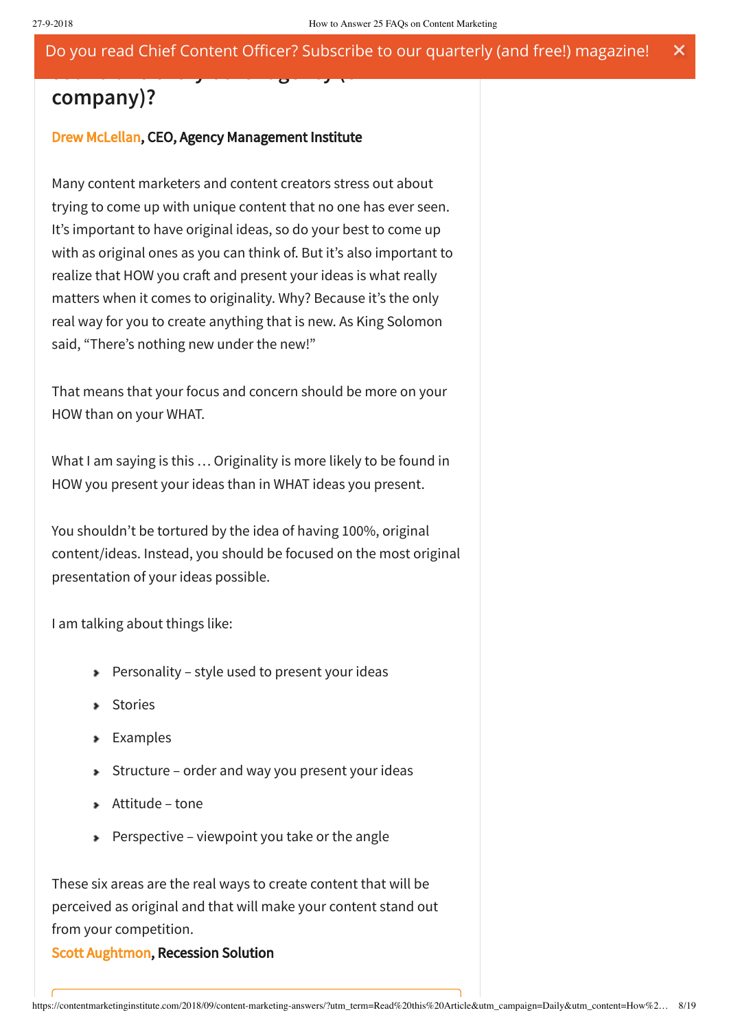company)?

**Drew McLellan, CEO, Agency Management Institute**

Many content marketers and content creators stress out about trying to come up with unique content that no one has ever seen. It's important to have original ideas, so do your best to come up with as original ones as you can think of. But it's also important to realize that HOW you craft and present your ideas is what really matters when it comes to originality. Why? Because it's the only real way for you to create anything that is new. As King Solomon said, "There's nothing new under the new!"

That means that your focus and concern should be more on your HOW than on your WHAT.

What I am saying is this … Originality is more likely to be found in HOW you present your ideas than in WHAT ideas you present.

You shouldn't be tortured by the idea of having 100%, original content/ideas. Instead, you should be focused on the most original presentation of your ideas possible.

I am talking about things like:

- Personality – style used to present your ideas
- Stories
- Examples
- Structure – order and way you present your ideas
- Attitude – tone
- Perspective – viewpoint you take or the angle

These six areas are the real ways to create content that will be perceived as original and that will make your content stand out from your competition.

**Scott Aughtmon, Recession Solution**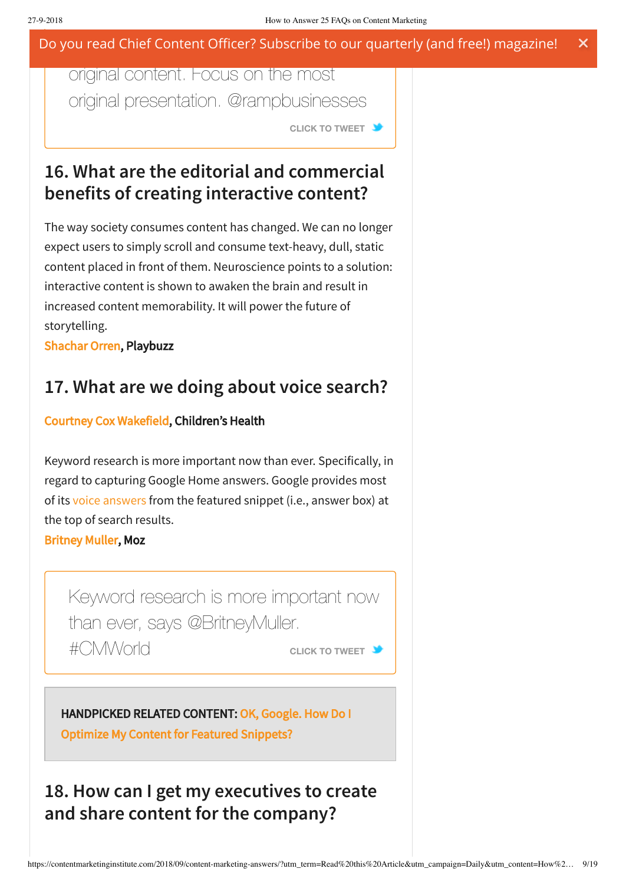original content. Focus on the most original presentation. @rampbusinesses

CLICK TO TWEET

## 16. What are the editorial and commercial benefits of creating interactive content?

The way society consumes content has changed. We can no longer expect users to simply scroll and consume text-heavy, dull, static content placed in front of them. Neuroscience points to a solution: interactive content is shown to awaken the brain and result in increased content memorability. It will power the future of storytelling.
**Shachar Orren, Playbuzz**

## 17. What are we doing about voice search?

**Courtney Cox Wakefield, Children's Health**

Keyword research is more important now than ever. Specifically, in regard to capturing Google Home answers. Google provides most of its voice answers from the featured snippet (i.e., answer box) at the top of search results.
**Britney Muller, Moz**

Keyword research is more important now than ever, says @BritneyMuller. #CMWorld

CLICK TO TWEET

**HANDPICKED RELATED CONTENT: OK, Google. How Do I Optimize My Content for Featured Snippets?**

## 18. How can I get my executives to create and share content for the company?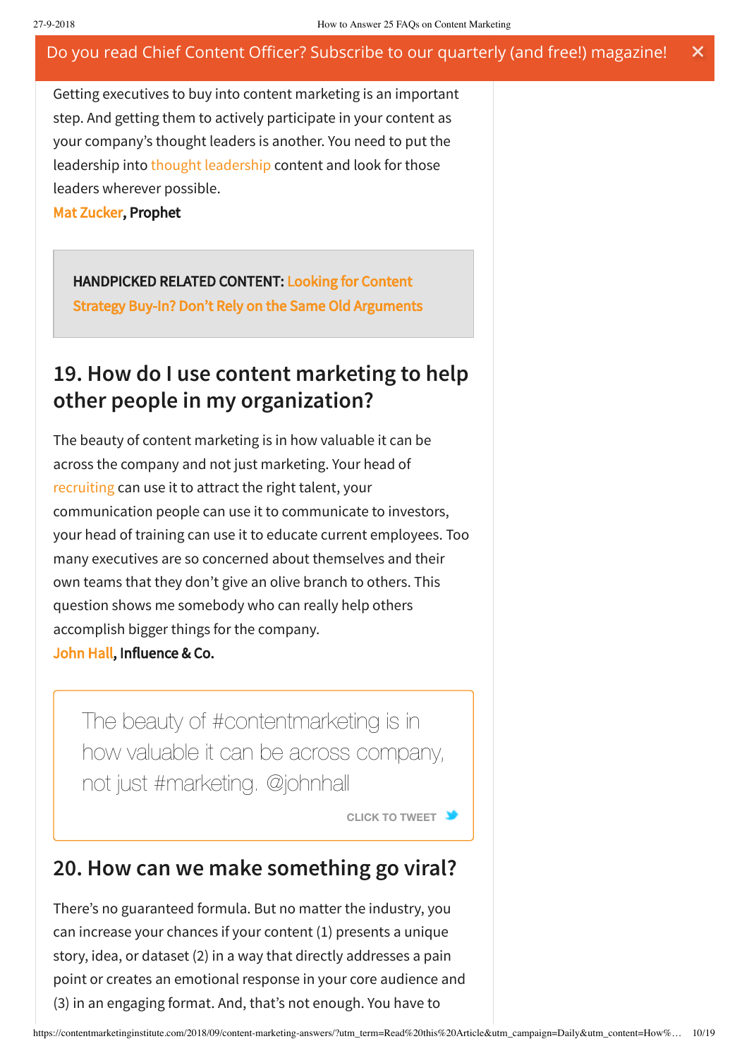Do you read Chief Content Officer? Subscribe to our quarterly (and free!) magazine!

Getting executives to buy into content marketing is an important step. And getting them to actively participate in your content as your company's thought leaders is another. You need to put the leadership into thought leadership content and look for those leaders wherever possible.
**Mat Zucker, Prophet**

> **HANDPICKED RELATED CONTENT: Looking for Content Strategy Buy-In? Don't Rely on the Same Old Arguments**

## 19. How do I use content marketing to help other people in my organization?

The beauty of content marketing is in how valuable it can be across the company and not just marketing. Your head of recruiting can use it to attract the right talent, your communication people can use it to communicate to investors, your head of training can use it to educate current employees. Too many executives are so concerned about themselves and their own teams that they don't give an olive branch to others. This question shows me somebody who can really help others accomplish bigger things for the company.
**John Hall, Influence & Co.**

> The beauty of #contentmarketing is in how valuable it can be across company, not just #marketing. @johnhall
>
> CLICK TO TWEET

## 20. How can we make something go viral?

There's no guaranteed formula. But no matter the industry, you can increase your chances if your content (1) presents a unique story, idea, or dataset (2) in a way that directly addresses a pain point or creates an emotional response in your core audience and (3) in an engaging format. And, that's not enough. You have to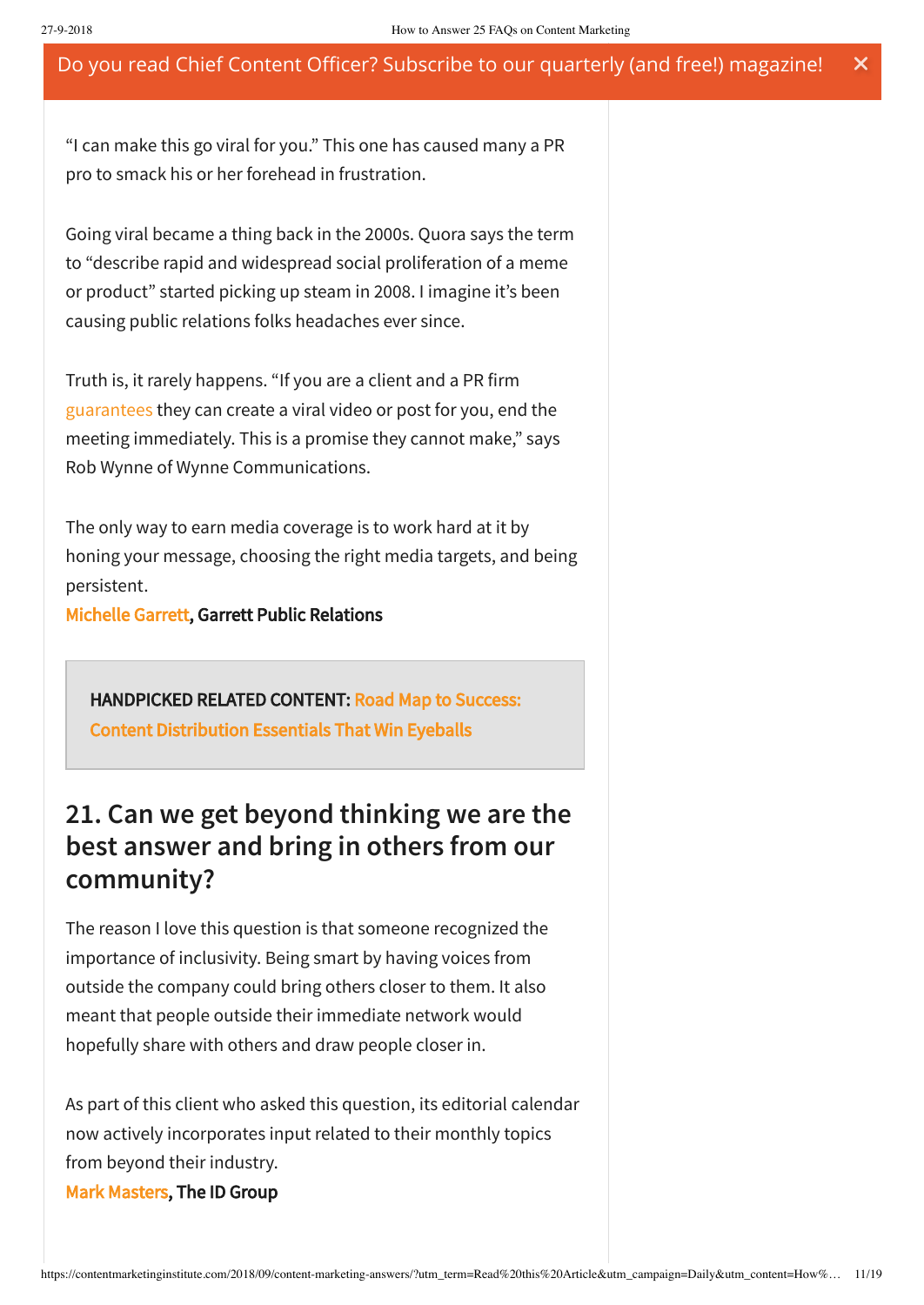Do you read Chief Content Officer? Subscribe to our quarterly (and free!) magazine!

“I can make this go viral for you.” This one has caused many a PR pro to smack his or her forehead in frustration.

Going viral became a thing back in the 2000s. Quora says the term to “describe rapid and widespread social proliferation of a meme or product” started picking up steam in 2008. I imagine it’s been causing public relations folks headaches ever since.

Truth is, it rarely happens. “If you are a client and a PR firm guarantees they can create a viral video or post for you, end the meeting immediately. This is a promise they cannot make,” says Rob Wynne of Wynne Communications.

The only way to earn media coverage is to work hard at it by honing your message, choosing the right media targets, and being persistent.
**Michelle Garrett, Garrett Public Relations**

> **HANDPICKED RELATED CONTENT: Road Map to Success: Content Distribution Essentials That Win Eyeballs**

## 21. Can we get beyond thinking we are the best answer and bring in others from our community?

The reason I love this question is that someone recognized the importance of inclusivity. Being smart by having voices from outside the company could bring others closer to them. It also meant that people outside their immediate network would hopefully share with others and draw people closer in.

As part of this client who asked this question, its editorial calendar now actively incorporates input related to their monthly topics from beyond their industry.
**Mark Masters, The ID Group**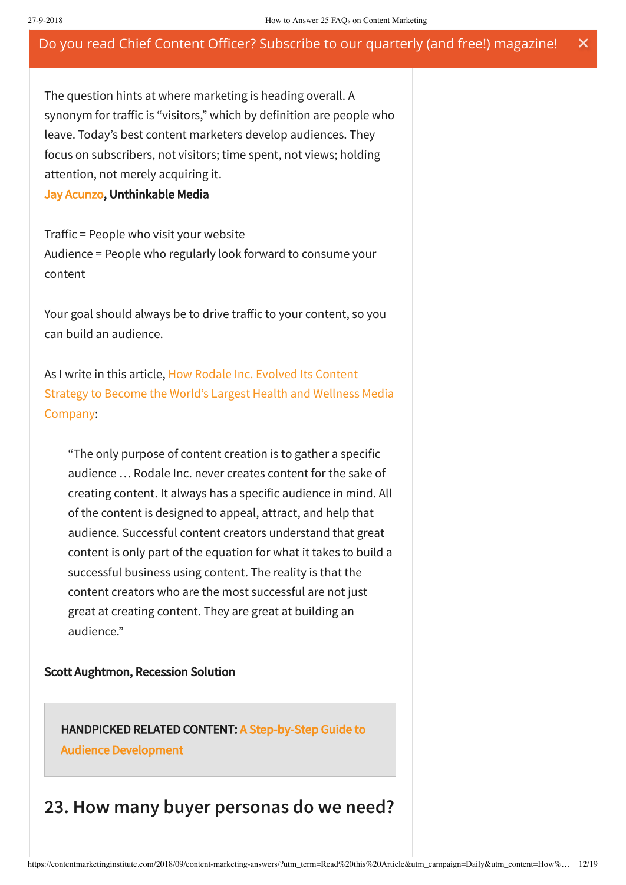The question hints at where marketing is heading overall. A synonym for traffic is "visitors," which by definition are people who leave. Today's best content marketers develop audiences. They focus on subscribers, not visitors; time spent, not views; holding attention, not merely acquiring it.
**Jay Acunzo, Unthinkable Media**

Traffic = People who visit your website
Audience = People who regularly look forward to consume your content

Your goal should always be to drive traffic to your content, so you can build an audience.

As I write in this article, How Rodale Inc. Evolved Its Content Strategy to Become the World's Largest Health and Wellness Media Company:

> "The only purpose of content creation is to gather a specific audience … Rodale Inc. never creates content for the sake of creating content. It always has a specific audience in mind. All of the content is designed to appeal, attract, and help that audience. Successful content creators understand that great content is only part of the equation for what it takes to build a successful business using content. The reality is that the content creators who are the most successful are not just great at creating content. They are great at building an audience."

**Scott Aughtmon, Recession Solution**

**HANDPICKED RELATED CONTENT:** **A Step-by-Step Guide to Audience Development**

## 23. How many buyer personas do we need?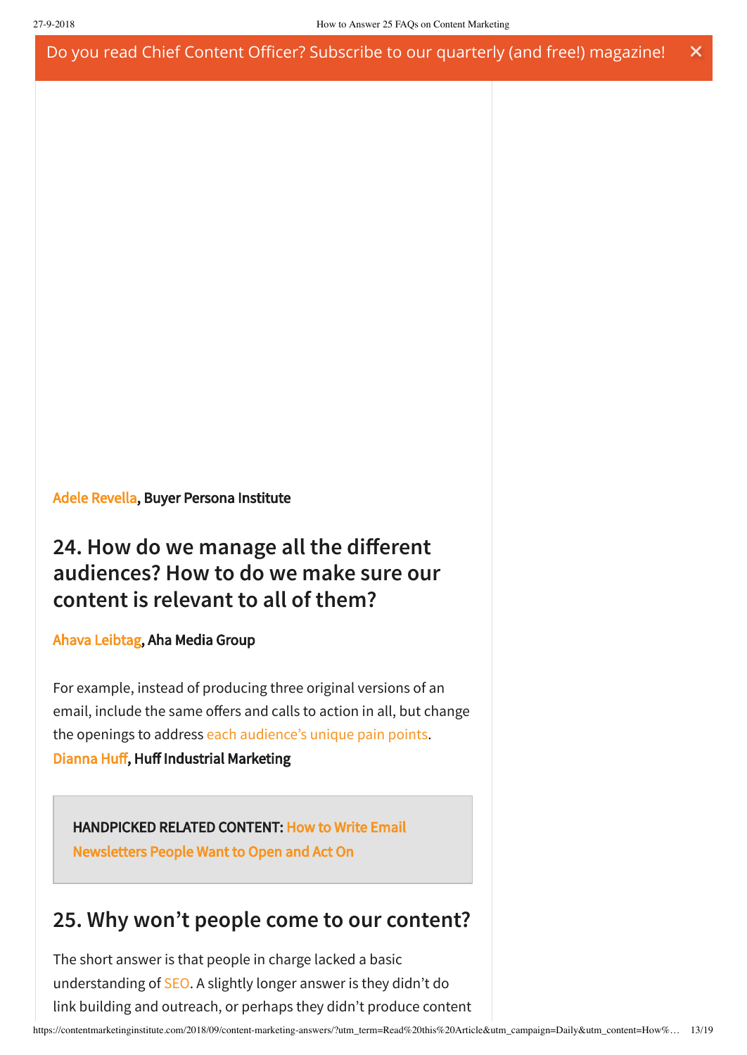Do you read Chief Content Officer? Subscribe to our quarterly (and free!) magazine!

**Adele Revella, Buyer Persona Institute**

## 24. How do we manage all the different audiences? How to do we make sure our content is relevant to all of them?

**Ahava Leibtag, Aha Media Group**

For example, instead of producing three original versions of an email, include the same offers and calls to action in all, but change the openings to address each audience's unique pain points.
**Dianna Huff, Huff Industrial Marketing**

> **HANDPICKED RELATED CONTENT: How to Write Email Newsletters People Want to Open and Act On**

## 25. Why won't people come to our content?

The short answer is that people in charge lacked a basic understanding of SEO. A slightly longer answer is they didn't do link building and outreach, or perhaps they didn't produce content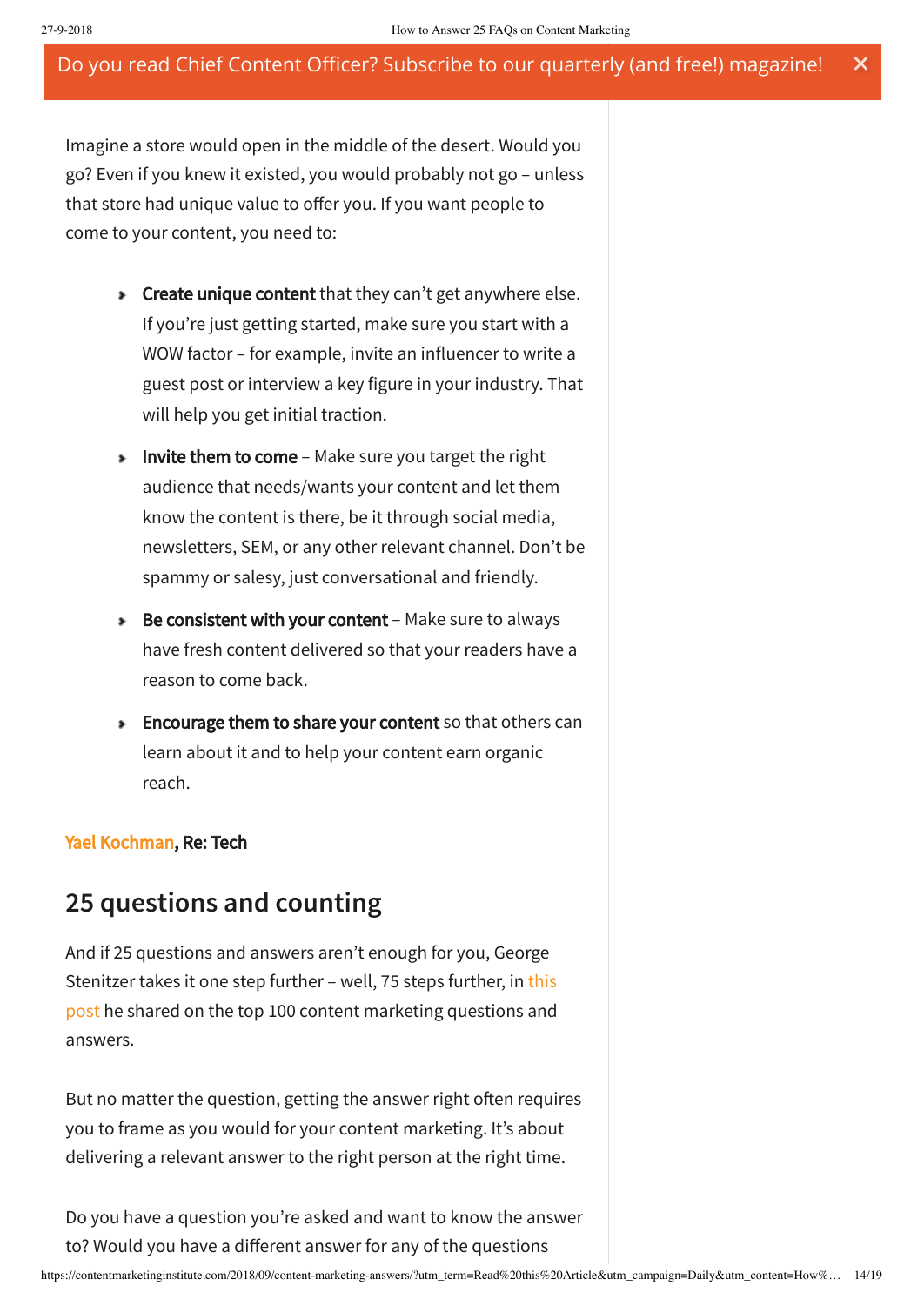Do you read Chief Content Officer? Subscribe to our quarterly (and free!) magazine!

Imagine a store would open in the middle of the desert. Would you go? Even if you knew it existed, you would probably not go – unless that store had unique value to offer you. If you want people to come to your content, you need to:

- **Create unique content** that they can't get anywhere else. If you're just getting started, make sure you start with a WOW factor – for example, invite an influencer to write a guest post or interview a key figure in your industry. That will help you get initial traction.
- **Invite them to come** – Make sure you target the right audience that needs/wants your content and let them know the content is there, be it through social media, newsletters, SEM, or any other relevant channel. Don't be spammy or salesy, just conversational and friendly.
- **Be consistent with your content** – Make sure to always have fresh content delivered so that your readers have a reason to come back.
- **Encourage them to share your content** so that others can learn about it and to help your content earn organic reach.

**Yael Kochman, Re: Tech**

## 25 questions and counting

And if 25 questions and answers aren't enough for you, George Stenitzer takes it one step further – well, 75 steps further, in this post he shared on the top 100 content marketing questions and answers.

But no matter the question, getting the answer right often requires you to frame as you would for your content marketing. It's about delivering a relevant answer to the right person at the right time.

Do you have a question you're asked and want to know the answer to? Would you have a different answer for any of the questions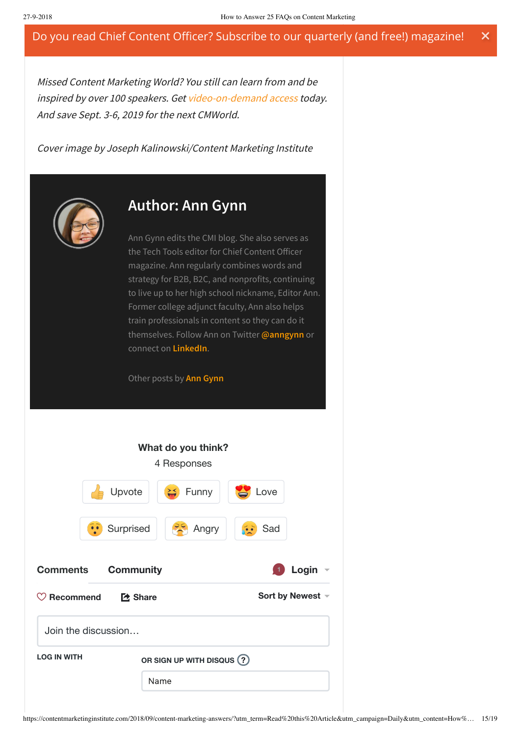Do you read Chief Content Officer? Subscribe to our quarterly (and free!) magazine!

*Missed Content Marketing World? You still can learn from and be inspired by over 100 speakers. Get video-on-demand access today. And save Sept. 3-6, 2019 for the next CMWorld.*

*Cover image by Joseph Kalinowski/Content Marketing Institute*

## Author: Ann Gynn

Ann Gynn edits the CMI blog. She also serves as the Tech Tools editor for Chief Content Officer magazine. Ann regularly combines words and strategy for B2B, B2C, and nonprofits, continuing to live up to her high school nickname, Editor Ann. Former college adjunct faculty, Ann also helps train professionals in content so they can do it themselves. Follow Ann on Twitter **@anngynn** or connect on **LinkedIn**.

Other posts by **Ann Gynn**

**What do you think?**

4 Responses

Upvote | Funny | Love | Surprised | Angry | Sad

**Comments** **Community** 1 **Login**

**Recommend** **Share** **Sort by Newest**

Join the discussion…

**LOG IN WITH**

**OR SIGN UP WITH DISQUS** ?

Name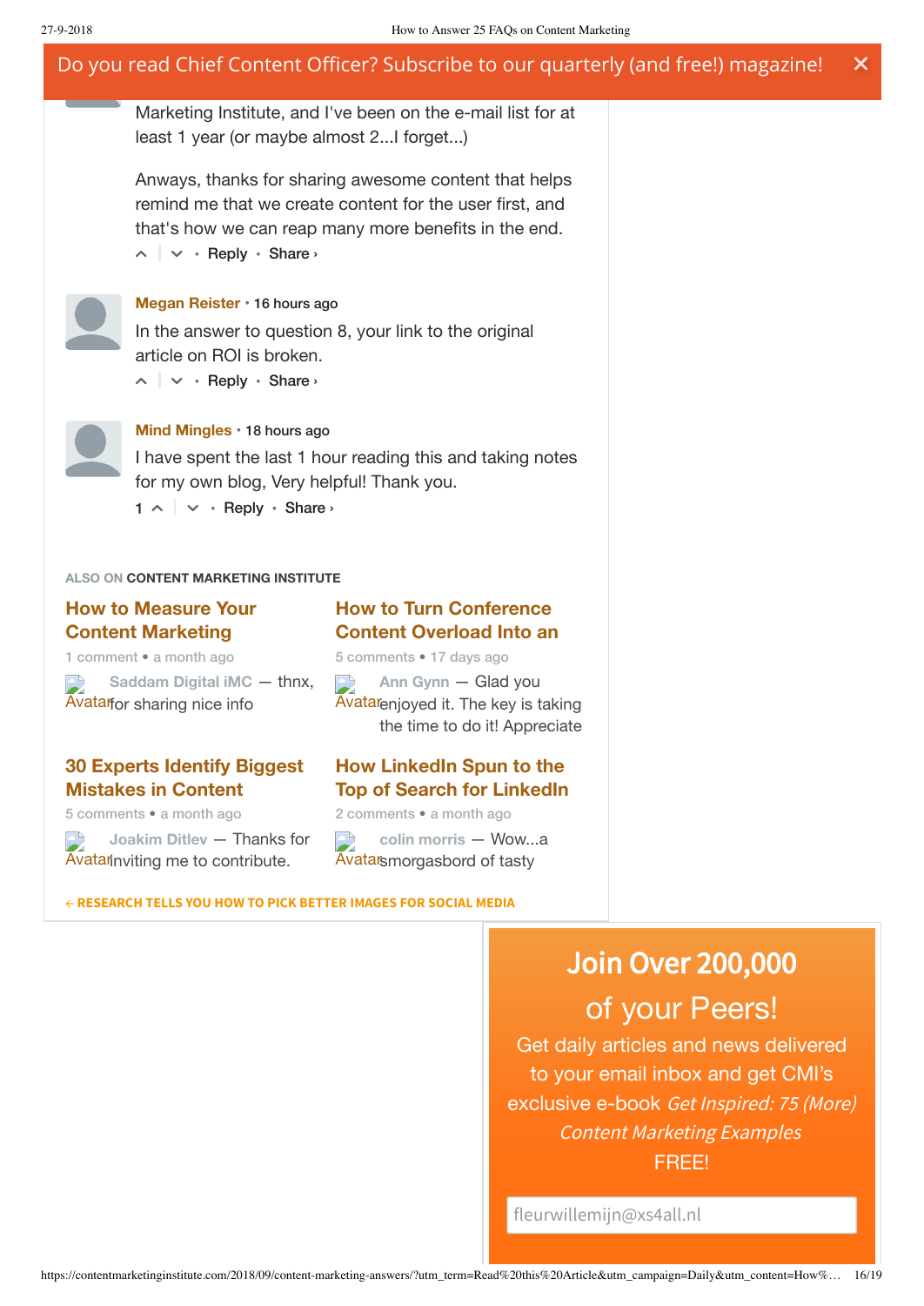Do you read Chief Content Officer? Subscribe to our quarterly (and free!) magazine!

Marketing Institute, and I've been on the e-mail list for at least 1 year (or maybe almost 2...I forget...)

Anways, thanks for sharing awesome content that helps remind me that we create content for the user first, and that's how we can reap many more benefits in the end.

Reply • Share ›

**Megan Reister** • 16 hours ago

In the answer to question 8, your link to the original article on ROI is broken.

Reply • Share ›

**Mind Mingles** • 18 hours ago

I have spent the last 1 hour reading this and taking notes for my own blog, Very helpful! Thank you.

1 • Reply • Share ›

ALSO ON **CONTENT MARKETING INSTITUTE**

**How to Measure Your Content Marketing**

1 comment • a month ago

Saddam Digital iMC — thnx, for sharing nice info

**How to Turn Conference Content Overload Into an**

5 comments • 17 days ago

Ann Gynn — Glad you enjoyed it. The key is taking the time to do it! Appreciate

**30 Experts Identify Biggest Mistakes in Content**

5 comments • a month ago

Joakim Ditlev — Thanks for inviting me to contribute.

**How LinkedIn Spun to the Top of Search for LinkedIn**

2 comments • a month ago

colin morris — Wow...a smorgasbord of tasty

← RESEARCH TELLS YOU HOW TO PICK BETTER IMAGES FOR SOCIAL MEDIA

## Join Over 200,000 of your Peers!

Get daily articles and news delivered to your email inbox and get CMI's exclusive e-book *Get Inspired: 75 (More) Content Marketing Examples* FREE!

fleurwillemijn@xs4all.nl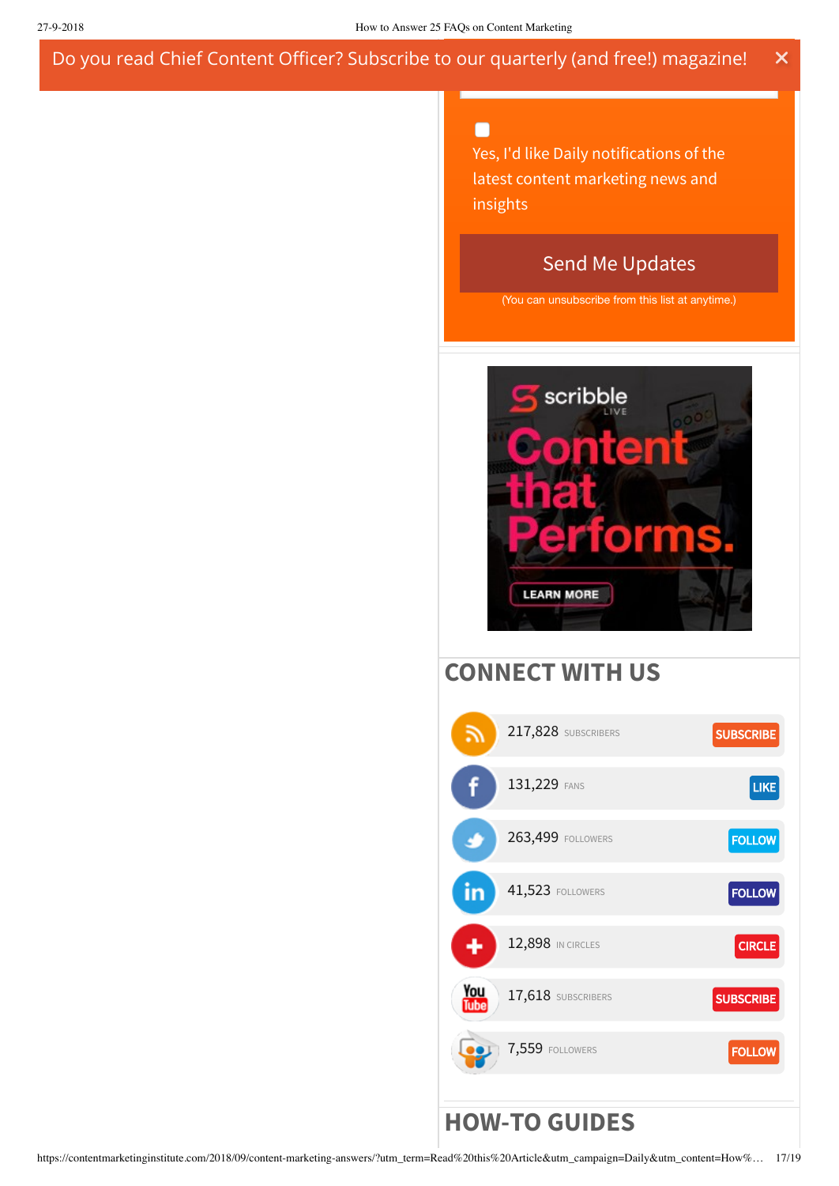Do you read Chief Content Officer? Subscribe to our quarterly (and free!) magazine! ×

Yes, I'd like Daily notifications of the latest content marketing news and insights

Send Me Updates

(You can unsubscribe from this list at anytime.)

scribble LIVE
Content that Performs.
LEARN MORE

## CONNECT WITH US

| | | |
|---|---|---|
| 217,828 | SUBSCRIBERS | SUBSCRIBE |
| 131,229 | FANS | LIKE |
| 263,499 | FOLLOWERS | FOLLOW |
| 41,523 | FOLLOWERS | FOLLOW |
| 12,898 | IN CIRCLES | CIRCLE |
| 17,618 | SUBSCRIBERS | SUBSCRIBE |
| 7,559 | FOLLOWERS | FOLLOW |

## HOW-TO GUIDES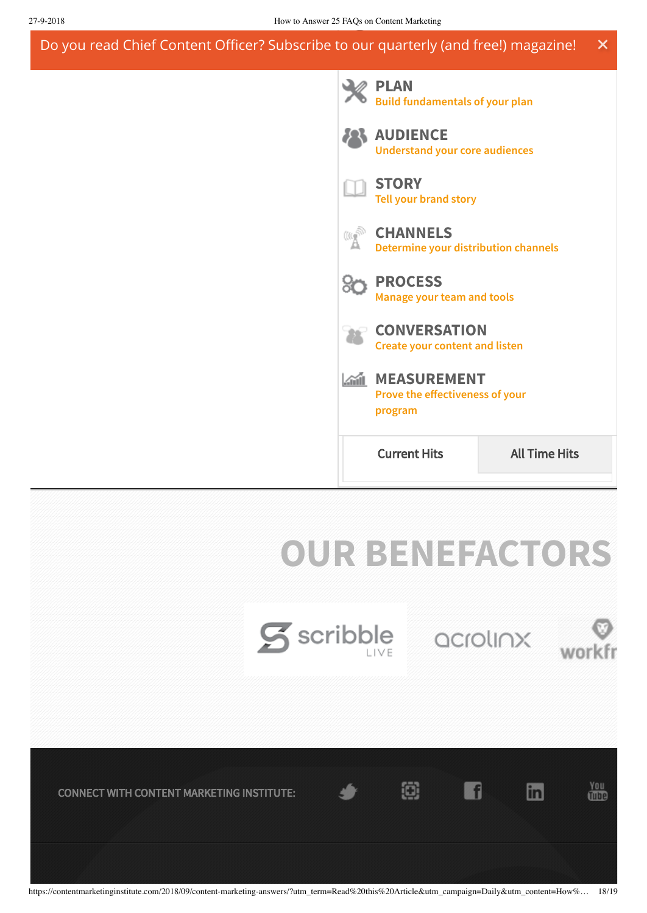Do you read Chief Content Officer? Subscribe to our quarterly (and free!) magazine!

**PLAN**
Build fundamentals of your plan

**AUDIENCE**
Understand your core audiences

**STORY**
Tell your brand story

**CHANNELS**
Determine your distribution channels

**PROCESS**
Manage your team and tools

**CONVERSATION**
Create your content and listen

**MEASUREMENT**
Prove the effectiveness of your program

Current Hits | All Time Hits

# OUR BENEFACTORS

scribble LIVE

acrolinx

workfr

CONNECT WITH CONTENT MARKETING INSTITUTE: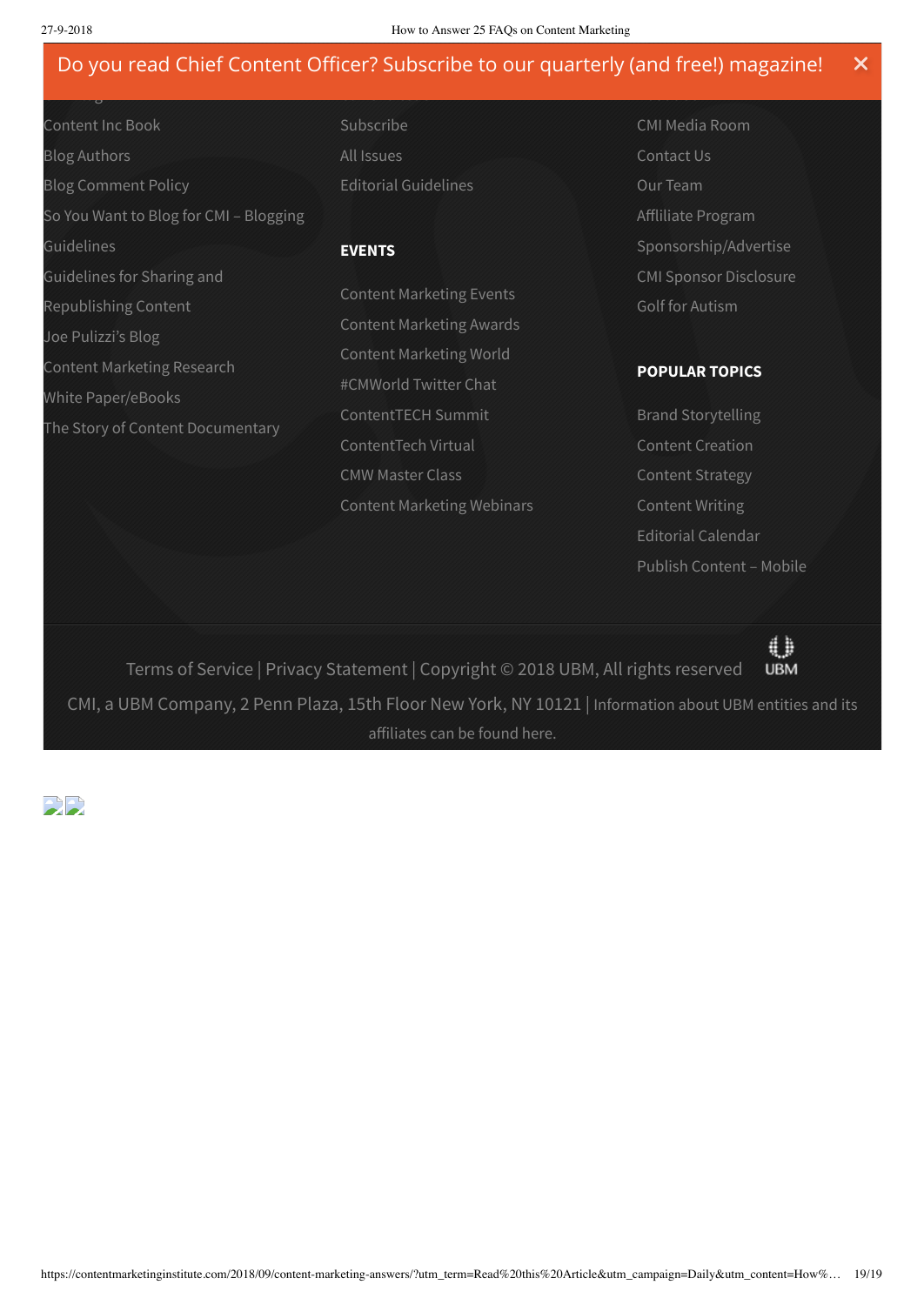Do you read Chief Content Officer? Subscribe to our quarterly (and free!) magazine!

Content Inc Book

Blog Authors

Blog Comment Policy

So You Want to Blog for CMI – Blogging Guidelines

Guidelines for Sharing and Republishing Content

Joe Pulizzi's Blog

Content Marketing Research

White Paper/eBooks

The Story of Content Documentary

Subscribe

All Issues

Editorial Guidelines

**EVENTS**

Content Marketing Events

Content Marketing Awards

Content Marketing World

#CMWorld Twitter Chat

ContentTECH Summit

ContentTech Virtual

CMW Master Class

Content Marketing Webinars

CMI Media Room

Contact Us

Our Team

Affiliate Program

Sponsorship/Advertise

CMI Sponsor Disclosure

Golf for Autism

**POPULAR TOPICS**

Brand Storytelling

Content Creation

Content Strategy

Content Writing

Editorial Calendar

Publish Content – Mobile

Terms of Service | Privacy Statement | Copyright © 2018 UBM, All rights reserved

UBM

CMI, a UBM Company, 2 Penn Plaza, 15th Floor New York, NY 10121 | Information about UBM entities and its affiliates can be found here.